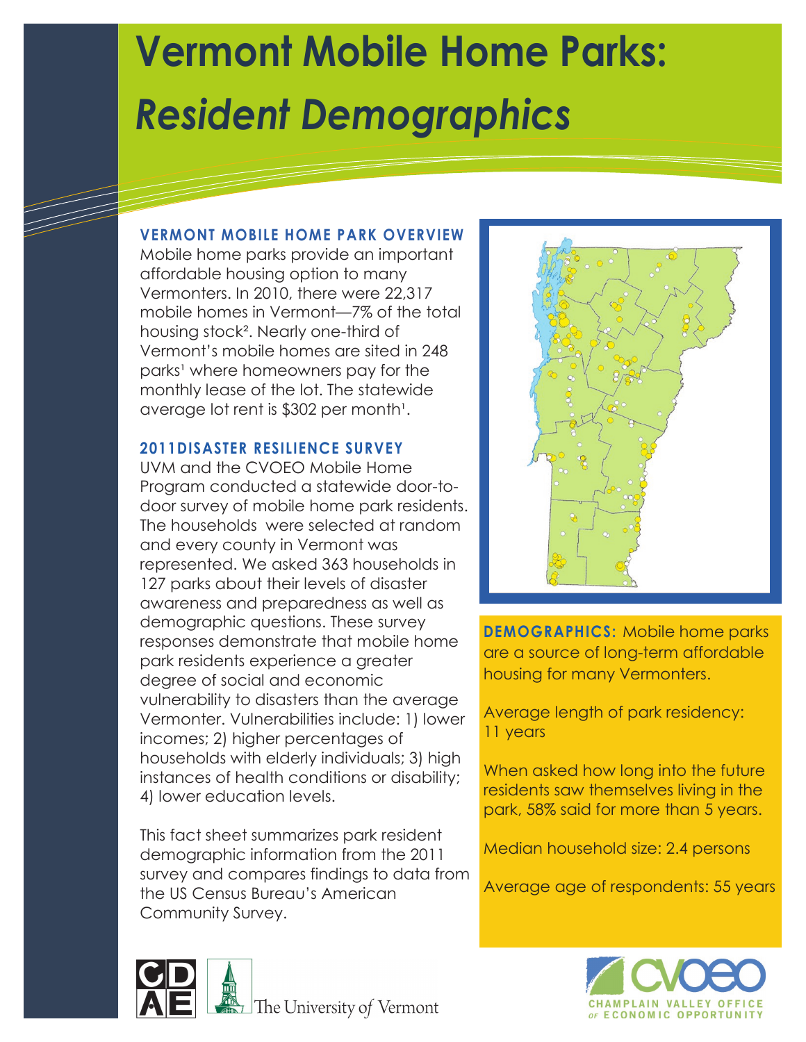# Vermont Mobile Home Parks: *Resident Demographics*

## VERMONT MOBILE HOME PARK OVERVIEW

Mobile home parks provide an important affordable housing option to many Vermonters. In 2010, there were 22,317 mobile homes in Vermont—7% of the total housing stock[2]. Nearly one-third of Vermont's mobile homes are sited in 248 parks[1] where homeowners pay for the monthly lease of the lot. The statewide average lot rent is $302 per month[1].

## 2011DISASTER RESILIENCE SURVEY

UVM and the CVOEO Mobile Home Program conducted a statewide door-to-door survey of mobile home park residents. The households were selected at random and every county in Vermont was represented. We asked 363 households in 127 parks about their levels of disaster awareness and preparedness as well as demographic questions. These survey responses demonstrate that mobile home park residents experience a greater degree of social and economic vulnerability to disasters than the average Vermonter. Vulnerabilities include: 1) lower incomes; 2) higher percentages of households with elderly individuals; 3) high instances of health conditions or disability; 4) lower education levels.

This fact sheet summarizes park resident demographic information from the 2011 survey and compares findings to data from the US Census Bureau's American Community Survey.

**DEMOGRAPHICS:** Mobile home parks are a source of long-term affordable housing for many Vermonters.

Average length of park residency: 11 years

When asked how long into the future residents saw themselves living in the park, 58% said for more than 5 years.

Median household size: 2.4 persons

Average age of respondents: 55 years

The University *of* Vermont

CHAMPLAIN VALLEY OFFICE OF ECONOMIC OPPORTUNITY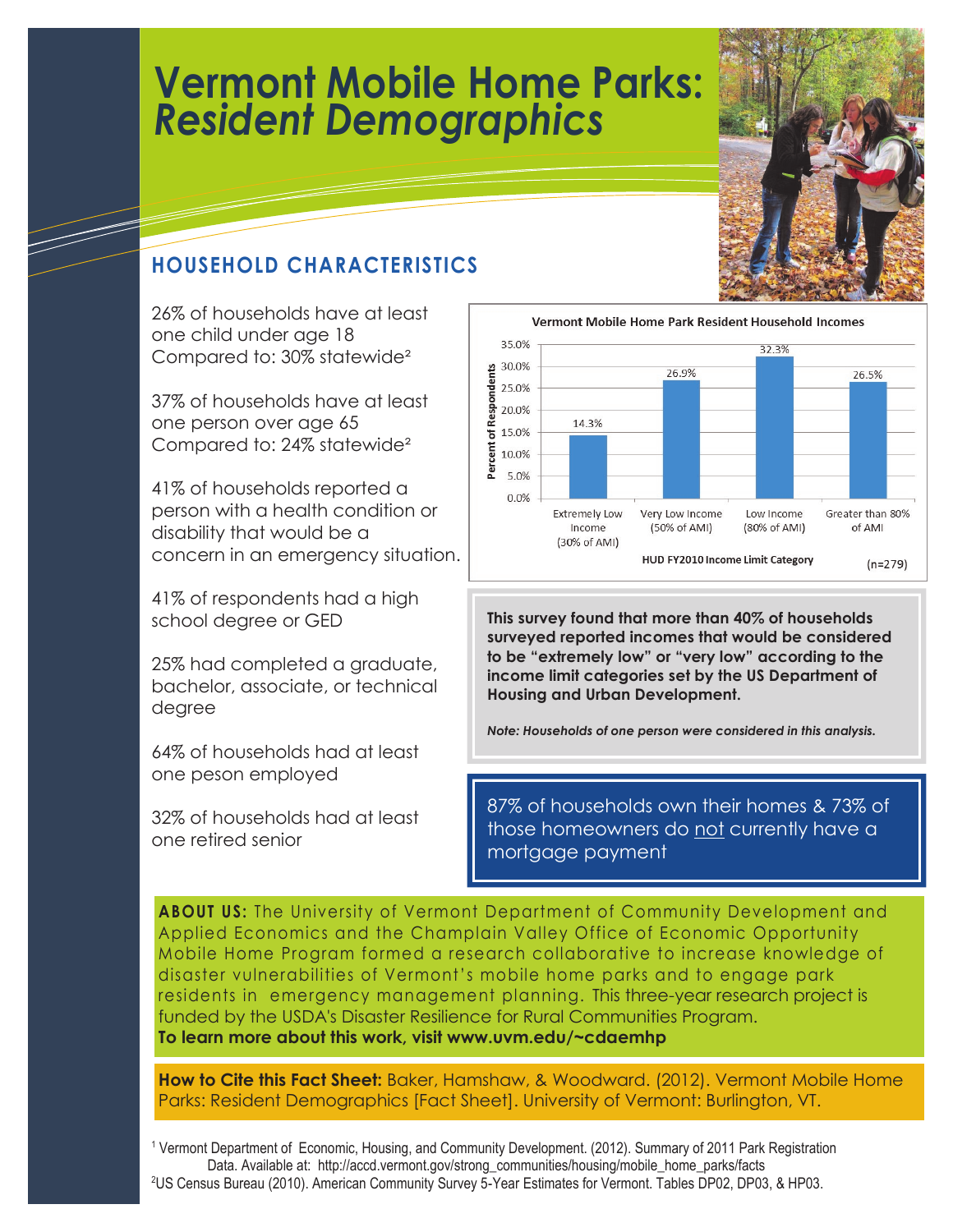# Vermont Mobile Home Parks: *Resident Demographics*

## HOUSEHOLD CHARACTERISTICS

26% of households have at least one child under age 18
Compared to: 30% statewide[2]

37% of households have at least one person over age 65
Compared to: 24% statewide[2]

41% of households reported a person with a health condition or disability that would be a concern in an emergency situation.

41% of respondents had a high school degree or GED

25% had completed a graduate, bachelor, associate, or technical degree

64% of households had at least one peson employed

32% of households had at least one retired senior

Vermont Mobile Home Park Resident Household Incomes

Percent of Respondents

35.0%
30.0%
25.0%
20.0%
15.0%
10.0%
5.0%
0.0%

14.3%
26.9%
32.3%
26.5%

Extremely Low Income (30% of AMI)
Very Low Income (50% of AMI)
Low Income (80% of AMI)
Greater than 80% of AMI

HUD FY2010 Income Limit Category

(n=279)

**This survey found that more than 40% of households surveyed reported incomes that would be considered to be "extremely low" or "very low" according to the income limit categories set by the US Department of Housing and Urban Development.**

***Note: Households of one person were considered in this analysis.***

87% of households own their homes & 73% of those homeowners do not currently have a mortgage payment

**ABOUT US:** The University of Vermont Department of Community Development and Applied Economics and the Champlain Valley Office of Economic Opportunity Mobile Home Program formed a research collaborative to increase knowledge of disaster vulnerabilities of Vermont's mobile home parks and to engage park residents in emergency management planning. This three-year research project is funded by the USDA's Disaster Resilience for Rural Communities Program.
**To learn more about this work, visit www.uvm.edu/~cdaemhp**

**How to Cite this Fact Sheet:** Baker, Hamshaw, & Woodward. (2012). Vermont Mobile Home Parks: Resident Demographics [Fact Sheet]. University of Vermont: Burlington, VT.

[1] Vermont Department of Economic, Housing, and Community Development. (2012). Summary of 2011 Park Registration Data. Available at: http://accd.vermont.gov/strong_communities/housing/mobile_home_parks/facts
[2] US Census Bureau (2010). American Community Survey 5-Year Estimates for Vermont. Tables DP02, DP03, & HP03.